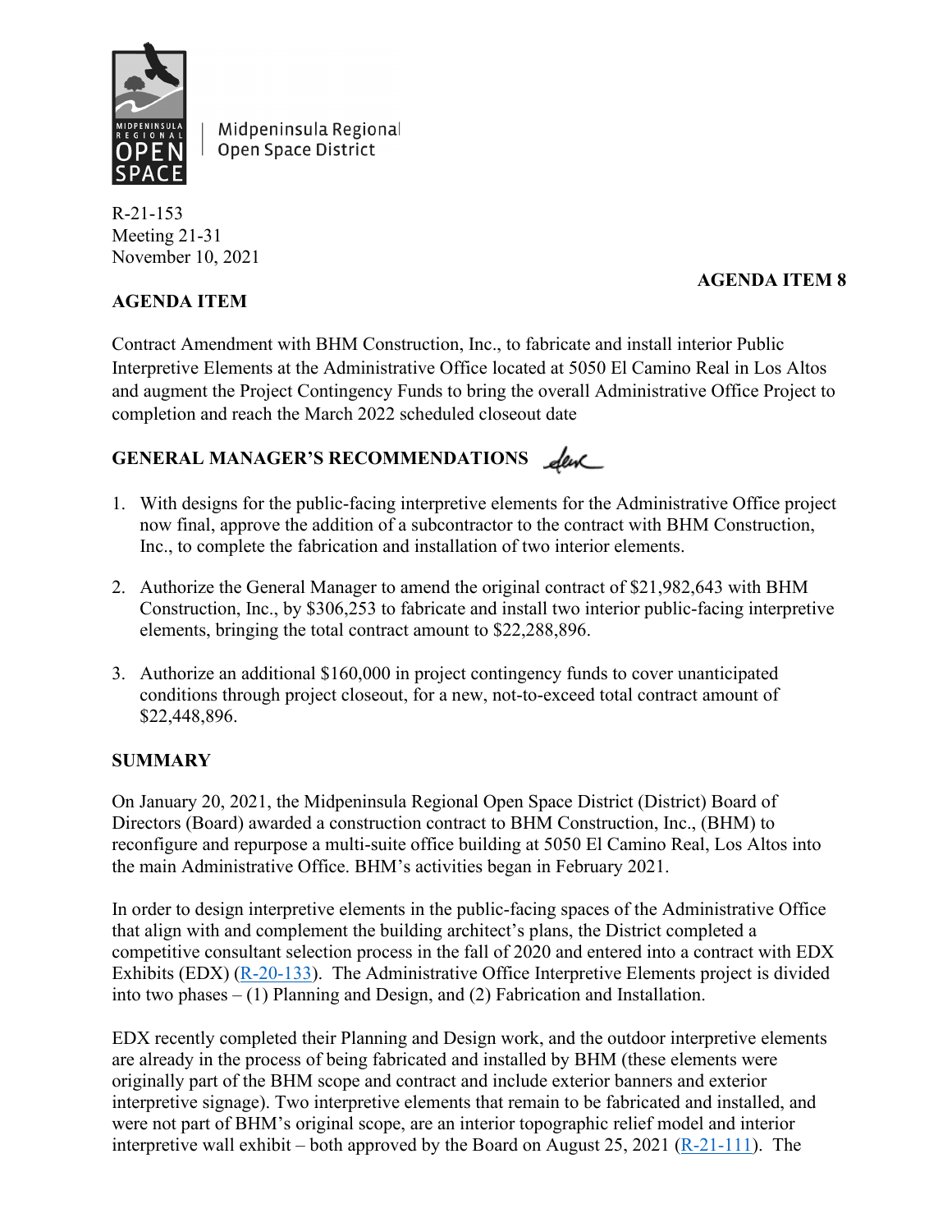Midpeninsula Regional Open Space District

R-21-153
Meeting 21-31
November 10, 2021

**AGENDA ITEM 8**

**AGENDA ITEM**

Contract Amendment with BHM Construction, Inc., to fabricate and install interior Public Interpretive Elements at the Administrative Office located at 5050 El Camino Real in Los Altos and augment the Project Contingency Funds to bring the overall Administrative Office Project to completion and reach the March 2022 scheduled closeout date

**GENERAL MANAGER'S RECOMMENDATIONS**

1. With designs for the public-facing interpretive elements for the Administrative Office project now final, approve the addition of a subcontractor to the contract with BHM Construction, Inc., to complete the fabrication and installation of two interior elements.
2. Authorize the General Manager to amend the original contract of $21,982,643 with BHM Construction, Inc., by $306,253 to fabricate and install two interior public-facing interpretive elements, bringing the total contract amount to $22,288,896.
3. Authorize an additional $160,000 in project contingency funds to cover unanticipated conditions through project closeout, for a new, not-to-exceed total contract amount of $22,448,896.

**SUMMARY**

On January 20, 2021, the Midpeninsula Regional Open Space District (District) Board of Directors (Board) awarded a construction contract to BHM Construction, Inc., (BHM) to reconfigure and repurpose a multi-suite office building at 5050 El Camino Real, Los Altos into the main Administrative Office. BHM's activities began in February 2021.

In order to design interpretive elements in the public-facing spaces of the Administrative Office that align with and complement the building architect's plans, the District completed a competitive consultant selection process in the fall of 2020 and entered into a contract with EDX Exhibits (EDX) (R-20-133). The Administrative Office Interpretive Elements project is divided into two phases – (1) Planning and Design, and (2) Fabrication and Installation.

EDX recently completed their Planning and Design work, and the outdoor interpretive elements are already in the process of being fabricated and installed by BHM (these elements were originally part of the BHM scope and contract and include exterior banners and exterior interpretive signage). Two interpretive elements that remain to be fabricated and installed, and were not part of BHM's original scope, are an interior topographic relief model and interior interpretive wall exhibit – both approved by the Board on August 25, 2021 (R-21-111). The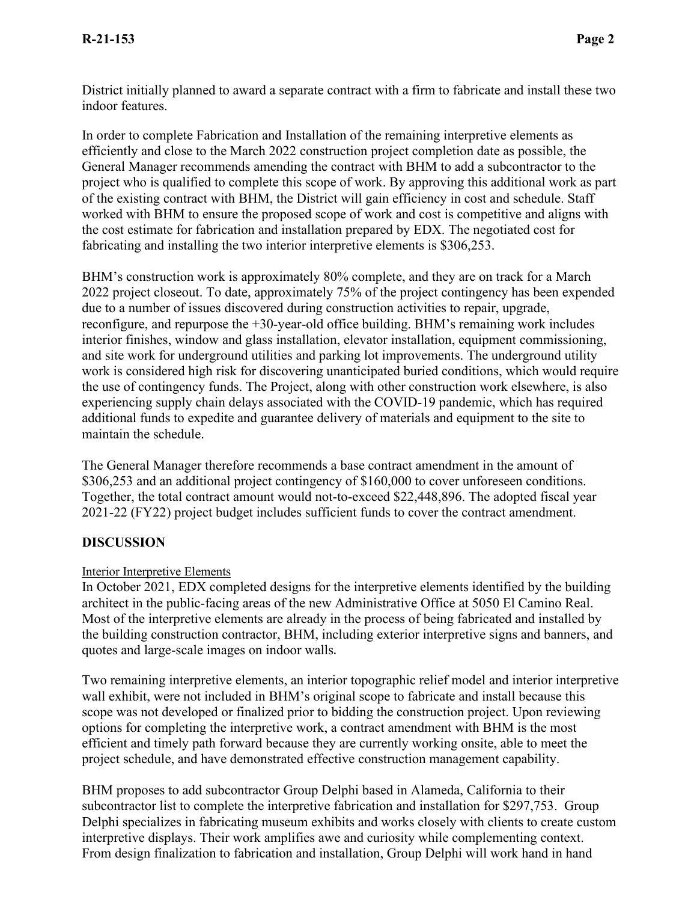District initially planned to award a separate contract with a firm to fabricate and install these two indoor features.

In order to complete Fabrication and Installation of the remaining interpretive elements as efficiently and close to the March 2022 construction project completion date as possible, the General Manager recommends amending the contract with BHM to add a subcontractor to the project who is qualified to complete this scope of work. By approving this additional work as part of the existing contract with BHM, the District will gain efficiency in cost and schedule. Staff worked with BHM to ensure the proposed scope of work and cost is competitive and aligns with the cost estimate for fabrication and installation prepared by EDX. The negotiated cost for fabricating and installing the two interior interpretive elements is $306,253.

BHM's construction work is approximately 80% complete, and they are on track for a March 2022 project closeout. To date, approximately 75% of the project contingency has been expended due to a number of issues discovered during construction activities to repair, upgrade, reconfigure, and repurpose the +30-year-old office building. BHM's remaining work includes interior finishes, window and glass installation, elevator installation, equipment commissioning, and site work for underground utilities and parking lot improvements. The underground utility work is considered high risk for discovering unanticipated buried conditions, which would require the use of contingency funds. The Project, along with other construction work elsewhere, is also experiencing supply chain delays associated with the COVID-19 pandemic, which has required additional funds to expedite and guarantee delivery of materials and equipment to the site to maintain the schedule.

The General Manager therefore recommends a base contract amendment in the amount of $306,253 and an additional project contingency of $160,000 to cover unforeseen conditions. Together, the total contract amount would not-to-exceed $22,448,896. The adopted fiscal year 2021-22 (FY22) project budget includes sufficient funds to cover the contract amendment.

## DISCUSSION

Interior Interpretive Elements

In October 2021, EDX completed designs for the interpretive elements identified by the building architect in the public-facing areas of the new Administrative Office at 5050 El Camino Real. Most of the interpretive elements are already in the process of being fabricated and installed by the building construction contractor, BHM, including exterior interpretive signs and banners, and quotes and large-scale images on indoor walls.

Two remaining interpretive elements, an interior topographic relief model and interior interpretive wall exhibit, were not included in BHM's original scope to fabricate and install because this scope was not developed or finalized prior to bidding the construction project. Upon reviewing options for completing the interpretive work, a contract amendment with BHM is the most efficient and timely path forward because they are currently working onsite, able to meet the project schedule, and have demonstrated effective construction management capability.

BHM proposes to add subcontractor Group Delphi based in Alameda, California to their subcontractor list to complete the interpretive fabrication and installation for $297,753. Group Delphi specializes in fabricating museum exhibits and works closely with clients to create custom interpretive displays. Their work amplifies awe and curiosity while complementing context. From design finalization to fabrication and installation, Group Delphi will work hand in hand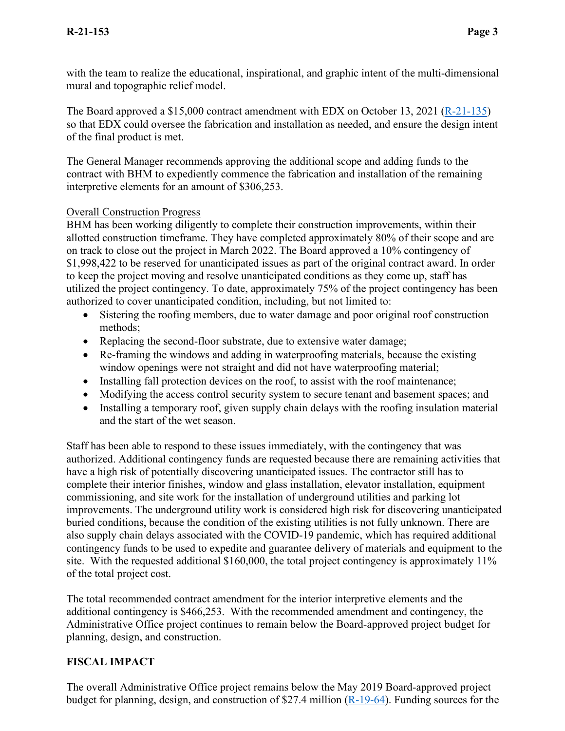with the team to realize the educational, inspirational, and graphic intent of the multi-dimensional mural and topographic relief model.

The Board approved a $15,000 contract amendment with EDX on October 13, 2021 (R-21-135) so that EDX could oversee the fabrication and installation as needed, and ensure the design intent of the final product is met.

The General Manager recommends approving the additional scope and adding funds to the contract with BHM to expediently commence the fabrication and installation of the remaining interpretive elements for an amount of $306,253.

Overall Construction Progress

BHM has been working diligently to complete their construction improvements, within their allotted construction timeframe. They have completed approximately 80% of their scope and are on track to close out the project in March 2022. The Board approved a 10% contingency of $1,998,422 to be reserved for unanticipated issues as part of the original contract award. In order to keep the project moving and resolve unanticipated conditions as they come up, staff has utilized the project contingency. To date, approximately 75% of the project contingency has been authorized to cover unanticipated condition, including, but not limited to:

- Sistering the roofing members, due to water damage and poor original roof construction methods;
- Replacing the second-floor substrate, due to extensive water damage;
- Re-framing the windows and adding in waterproofing materials, because the existing window openings were not straight and did not have waterproofing material;
- Installing fall protection devices on the roof, to assist with the roof maintenance;
- Modifying the access control security system to secure tenant and basement spaces; and
- Installing a temporary roof, given supply chain delays with the roofing insulation material and the start of the wet season.

Staff has been able to respond to these issues immediately, with the contingency that was authorized. Additional contingency funds are requested because there are remaining activities that have a high risk of potentially discovering unanticipated issues. The contractor still has to complete their interior finishes, window and glass installation, elevator installation, equipment commissioning, and site work for the installation of underground utilities and parking lot improvements. The underground utility work is considered high risk for discovering unanticipated buried conditions, because the condition of the existing utilities is not fully unknown. There are also supply chain delays associated with the COVID-19 pandemic, which has required additional contingency funds to be used to expedite and guarantee delivery of materials and equipment to the site. With the requested additional $160,000, the total project contingency is approximately 11% of the total project cost.

The total recommended contract amendment for the interior interpretive elements and the additional contingency is $466,253. With the recommended amendment and contingency, the Administrative Office project continues to remain below the Board-approved project budget for planning, design, and construction.

## FISCAL IMPACT

The overall Administrative Office project remains below the May 2019 Board-approved project budget for planning, design, and construction of $27.4 million (R-19-64). Funding sources for the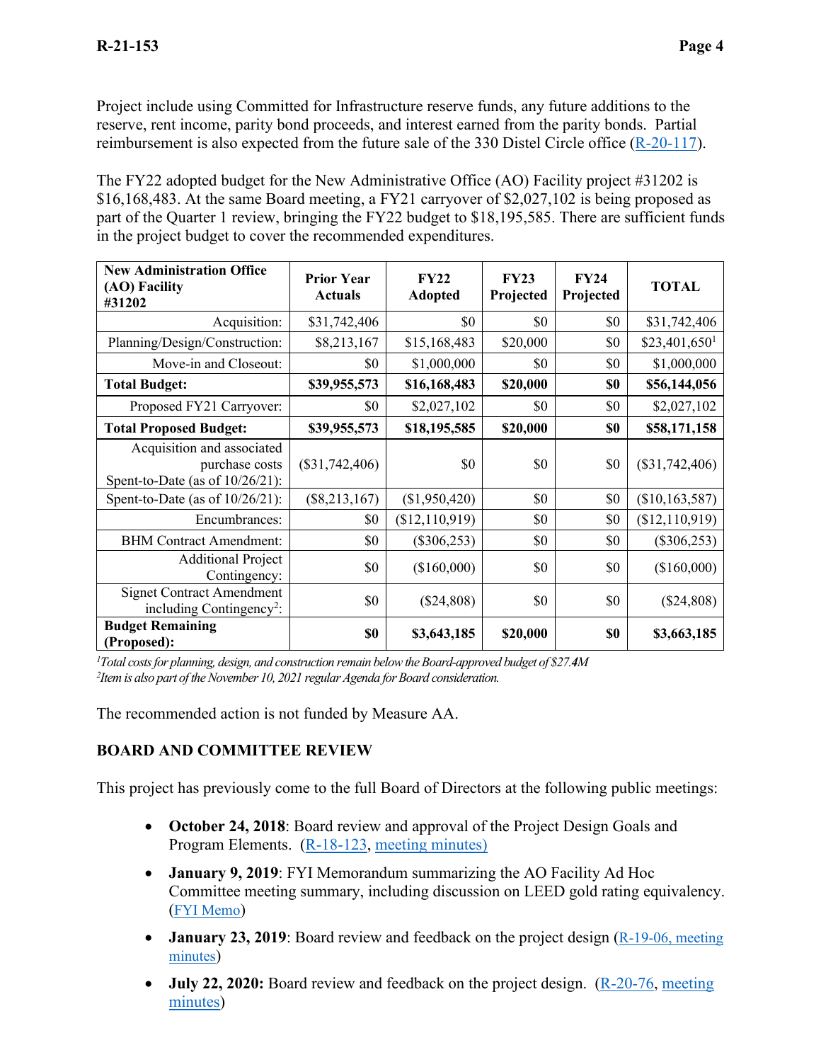Project include using Committed for Infrastructure reserve funds, any future additions to the reserve, rent income, parity bond proceeds, and interest earned from the parity bonds. Partial reimbursement is also expected from the future sale of the 330 Distel Circle office (R-20-117).

The FY22 adopted budget for the New Administrative Office (AO) Facility project #31202 is $16,168,483. At the same Board meeting, a FY21 carryover of $2,027,102 is being proposed as part of the Quarter 1 review, bringing the FY22 budget to $18,195,585. There are sufficient funds in the project budget to cover the recommended expenditures.

| New Administration Office (AO) Facility #31202 | Prior Year Actuals | FY22 Adopted | FY23 Projected | FY24 Projected | TOTAL |
|---|---|---|---|---|---|
| Acquisition: | $31,742,406 | $0 | $0 | $0 | $31,742,406 |
| Planning/Design/Construction: | $8,213,167 | $15,168,483 | $20,000 | $0 | $23,401,650[1] |
| Move-in and Closeout: | $0 | $1,000,000 | $0 | $0 | $1,000,000 |
| **Total Budget:** | **$39,955,573** | **$16,168,483** | **$20,000** | **$0** | **$56,144,056** |
| Proposed FY21 Carryover: | $0 | $2,027,102 | $0 | $0 | $2,027,102 |
| **Total Proposed Budget:** | **$39,955,573** | **$18,195,585** | **$20,000** | **$0** | **$58,171,158** |
| Acquisition and associated purchase costs Spent-to-Date (as of 10/26/21): | ($31,742,406) | $0 | $0 | $0 | ($31,742,406) |
| Spent-to-Date (as of 10/26/21): | ($8,213,167) | ($1,950,420) | $0 | $0 | ($10,163,587) |
| Encumbrances: | $0 | ($12,110,919) | $0 | $0 | ($12,110,919) |
| BHM Contract Amendment: | $0 | ($306,253) | $0 | $0 | ($306,253) |
| Additional Project Contingency: | $0 | ($160,000) | $0 | $0 | ($160,000) |
| Signet Contract Amendment including Contingency[2]: | $0 | ($24,808) | $0 | $0 | ($24,808) |
| **Budget Remaining (Proposed):** | **$0** | **$3,643,185** | **$20,000** | **$0** | **$3,663,185** |

*[1]Total costs for planning, design, and construction remain below the Board-approved budget of $27.4M*
*[2]Item is also part of the November 10, 2021 regular Agenda for Board consideration.*

The recommended action is not funded by Measure AA.

## BOARD AND COMMITTEE REVIEW

This project has previously come to the full Board of Directors at the following public meetings:

- **October 24, 2018**: Board review and approval of the Project Design Goals and Program Elements. (R-18-123, meeting minutes)
- **January 9, 2019**: FYI Memorandum summarizing the AO Facility Ad Hoc Committee meeting summary, including discussion on LEED gold rating equivalency. (FYI Memo)
- **January 23, 2019**: Board review and feedback on the project design (R-19-06, meeting minutes)
- **July 22, 2020:** Board review and feedback on the project design. (R-20-76, meeting minutes)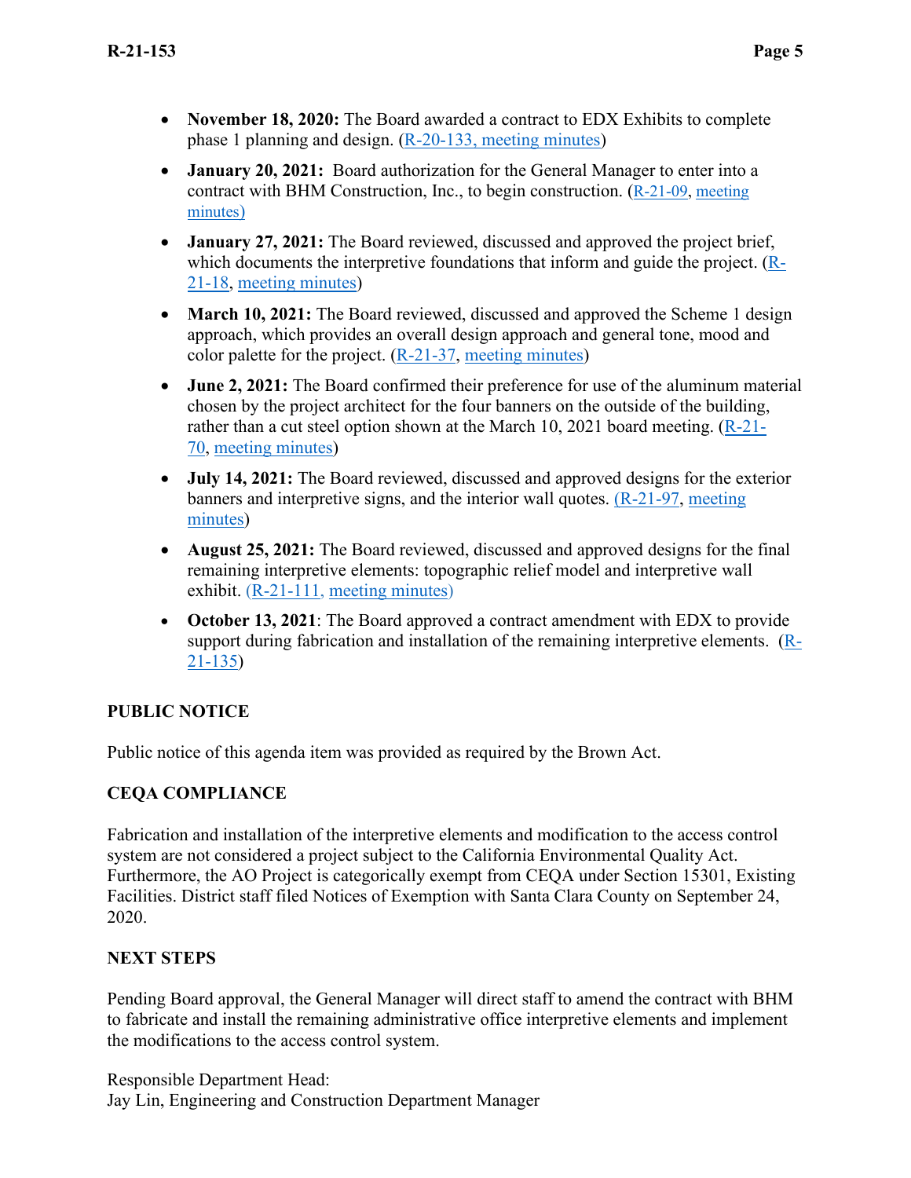- **November 18, 2020:** The Board awarded a contract to EDX Exhibits to complete phase 1 planning and design. (R-20-133, meeting minutes)
- **January 20, 2021:** Board authorization for the General Manager to enter into a contract with BHM Construction, Inc., to begin construction. (R-21-09, meeting minutes)
- **January 27, 2021:** The Board reviewed, discussed and approved the project brief, which documents the interpretive foundations that inform and guide the project. (R-21-18, meeting minutes)
- **March 10, 2021:** The Board reviewed, discussed and approved the Scheme 1 design approach, which provides an overall design approach and general tone, mood and color palette for the project. (R-21-37, meeting minutes)
- **June 2, 2021:** The Board confirmed their preference for use of the aluminum material chosen by the project architect for the four banners on the outside of the building, rather than a cut steel option shown at the March 10, 2021 board meeting. (R-21-70, meeting minutes)
- **July 14, 2021:** The Board reviewed, discussed and approved designs for the exterior banners and interpretive signs, and the interior wall quotes. (R-21-97, meeting minutes)
- **August 25, 2021:** The Board reviewed, discussed and approved designs for the final remaining interpretive elements: topographic relief model and interpretive wall exhibit. (R-21-111, meeting minutes)
- **October 13, 2021**: The Board approved a contract amendment with EDX to provide support during fabrication and installation of the remaining interpretive elements. (R-21-135)

## PUBLIC NOTICE

Public notice of this agenda item was provided as required by the Brown Act.

## CEQA COMPLIANCE

Fabrication and installation of the interpretive elements and modification to the access control system are not considered a project subject to the California Environmental Quality Act. Furthermore, the AO Project is categorically exempt from CEQA under Section 15301, Existing Facilities. District staff filed Notices of Exemption with Santa Clara County on September 24, 2020.

## NEXT STEPS

Pending Board approval, the General Manager will direct staff to amend the contract with BHM to fabricate and install the remaining administrative office interpretive elements and implement the modifications to the access control system.

Responsible Department Head:
Jay Lin, Engineering and Construction Department Manager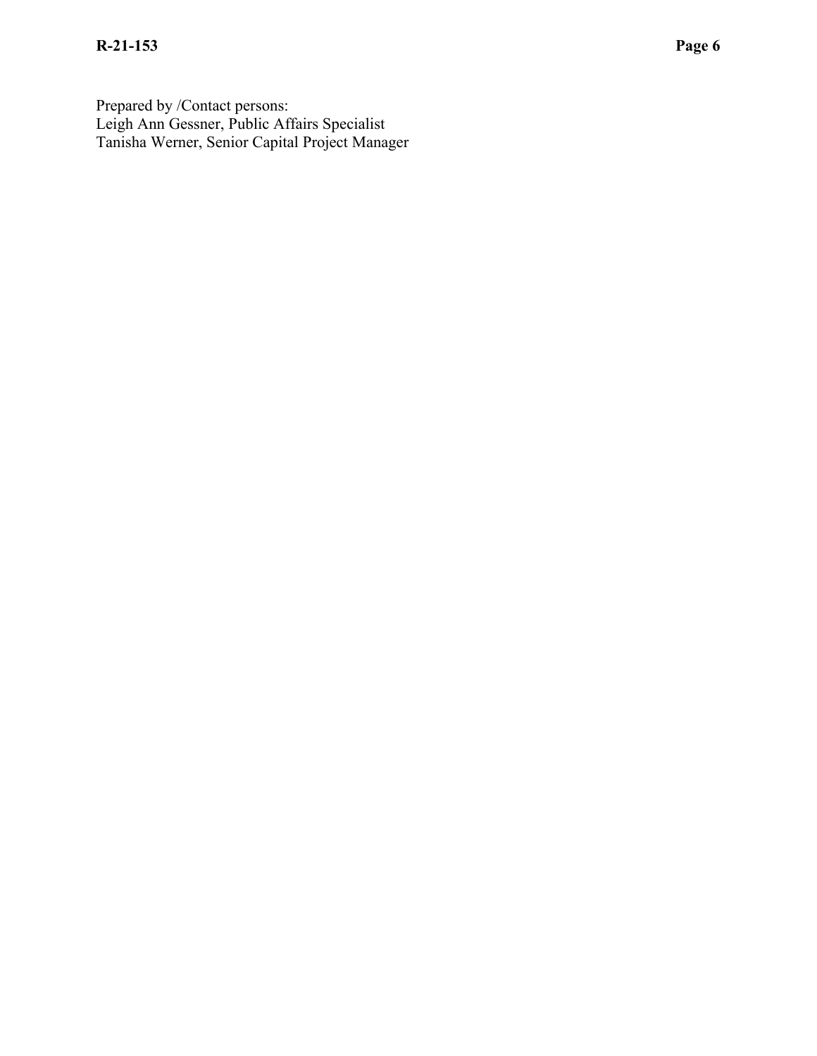Prepared by /Contact persons:
Leigh Ann Gessner, Public Affairs Specialist
Tanisha Werner, Senior Capital Project Manager